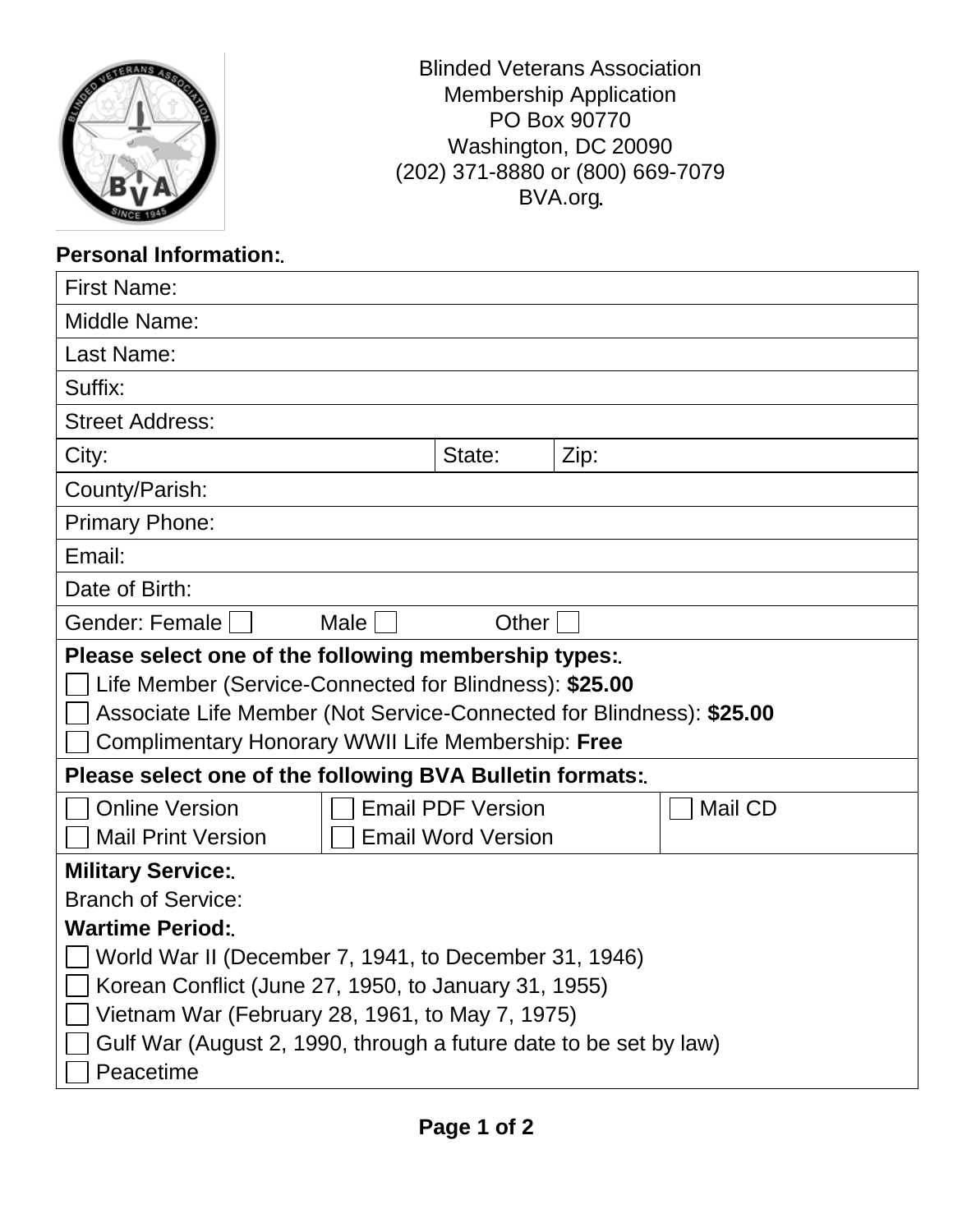Blinded Veterans Association
Membership Application
PO Box 90770
Washington, DC 20090
(202) 371-8880 or (800) 669-7079
BVA.org.

**Personal Information:**

| First Name: | | |
|---|---|---|
| Middle Name: | | |
| Last Name: | | |
| Suffix: | | |
| Street Address: | | |
| City: | State: | Zip: |
| County/Parish: | | |
| Primary Phone: | | |
| Email: | | |
| Date of Birth: | | |
| Gender: Female ☐ Male ☐ Other ☐ | | |

**Please select one of the following membership types:**

- ☐ Life Member (Service-Connected for Blindness): **$25.00**
- ☐ Associate Life Member (Not Service-Connected for Blindness): **$25.00**
- ☐ Complimentary Honorary WWII Life Membership: **Free**

**Please select one of the following BVA Bulletin formats:**

| | | |
|---|---|---|
| ☐ Online Version | ☐ Email PDF Version | ☐ Mail CD |
| ☐ Mail Print Version | ☐ Email Word Version | |

**Military Service:**

Branch of Service:

**Wartime Period:**

- ☐ World War II (December 7, 1941, to December 31, 1946)
- ☐ Korean Conflict (June 27, 1950, to January 31, 1955)
- ☐ Vietnam War (February 28, 1961, to May 7, 1975)
- ☐ Gulf War (August 2, 1990, through a future date to be set by law)
- ☐ Peacetime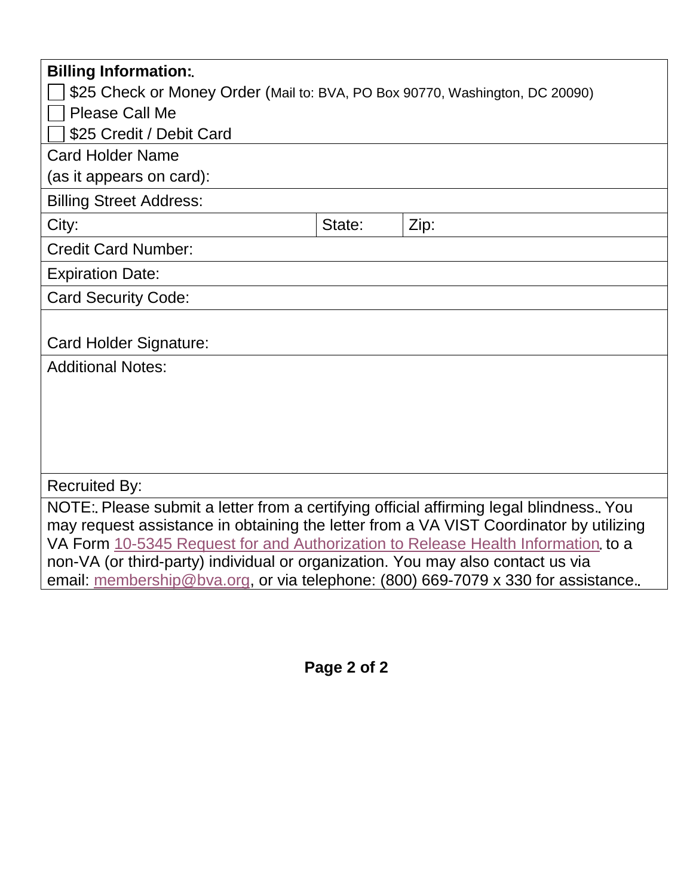**Billing Information:**

☐ $25 Check or Money Order (Mail to: BVA, PO Box 90770, Washington, DC 20090)

☐ Please Call Me

☐ $25 Credit / Debit Card

| | | |
|---|---|---|
| Card Holder Name (as it appears on card): | | |
| Billing Street Address: | | |
| City: | State: | Zip: |
| Credit Card Number: | | |
| Expiration Date: | | |
| Card Security Code: | | |
| Card Holder Signature: | | |
| Additional Notes: | | |
| Recruited By: | | |

NOTE: Please submit a letter from a certifying official affirming legal blindness. You may request assistance in obtaining the letter from a VA VIST Coordinator by utilizing VA Form 10-5345 Request for and Authorization to Release Health Information to a non-VA (or third-party) individual or organization. You may also contact us via email: membership@bva.org, or via telephone: (800) 669-7079 x 330 for assistance.